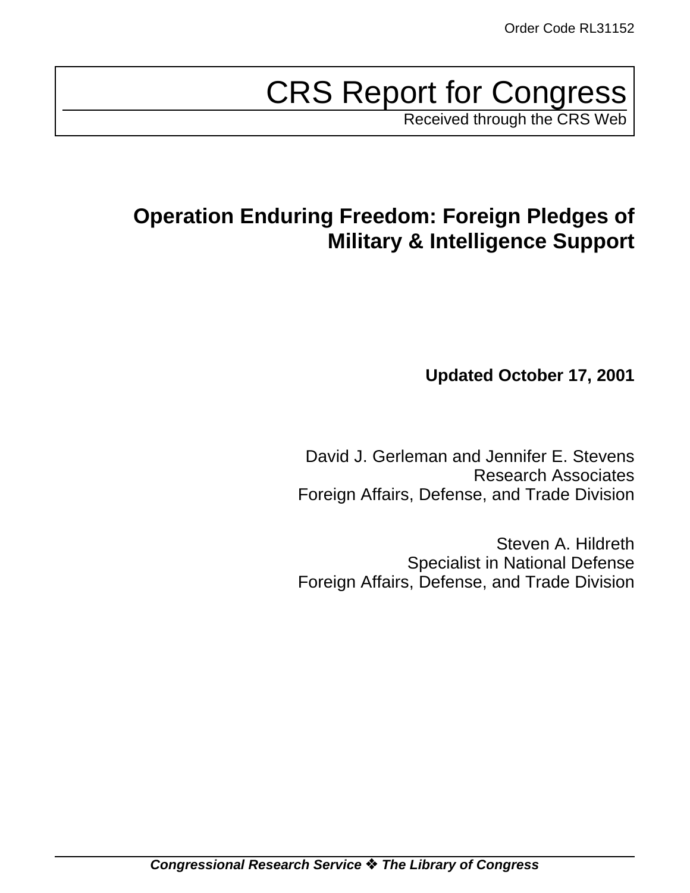Order Code RL31152

# CRS Report for Congress

Received through the CRS Web

## Operation Enduring Freedom: Foreign Pledges of Military & Intelligence Support

**Updated October 17, 2001**

David J. Gerleman and Jennifer E. Stevens
Research Associates
Foreign Affairs, Defense, and Trade Division

Steven A. Hildreth
Specialist in National Defense
Foreign Affairs, Defense, and Trade Division

***Congressional Research Service ❖ The Library of Congress***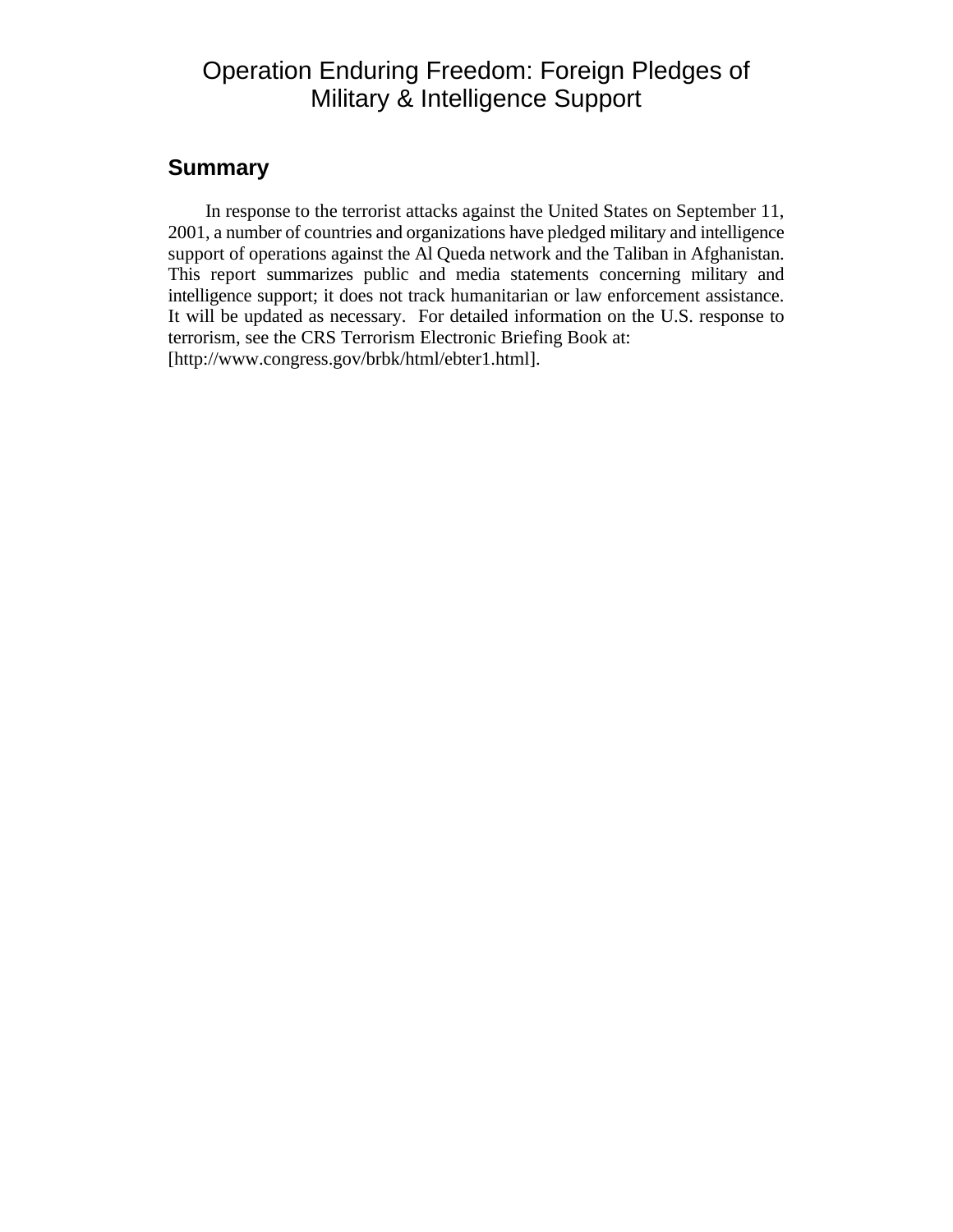# Operation Enduring Freedom: Foreign Pledges of Military & Intelligence Support

## Summary

In response to the terrorist attacks against the United States on September 11, 2001, a number of countries and organizations have pledged military and intelligence support of operations against the Al Queda network and the Taliban in Afghanistan. This report summarizes public and media statements concerning military and intelligence support; it does not track humanitarian or law enforcement assistance. It will be updated as necessary. For detailed information on the U.S. response to terrorism, see the CRS Terrorism Electronic Briefing Book at: [http://www.congress.gov/brbk/html/ebter1.html].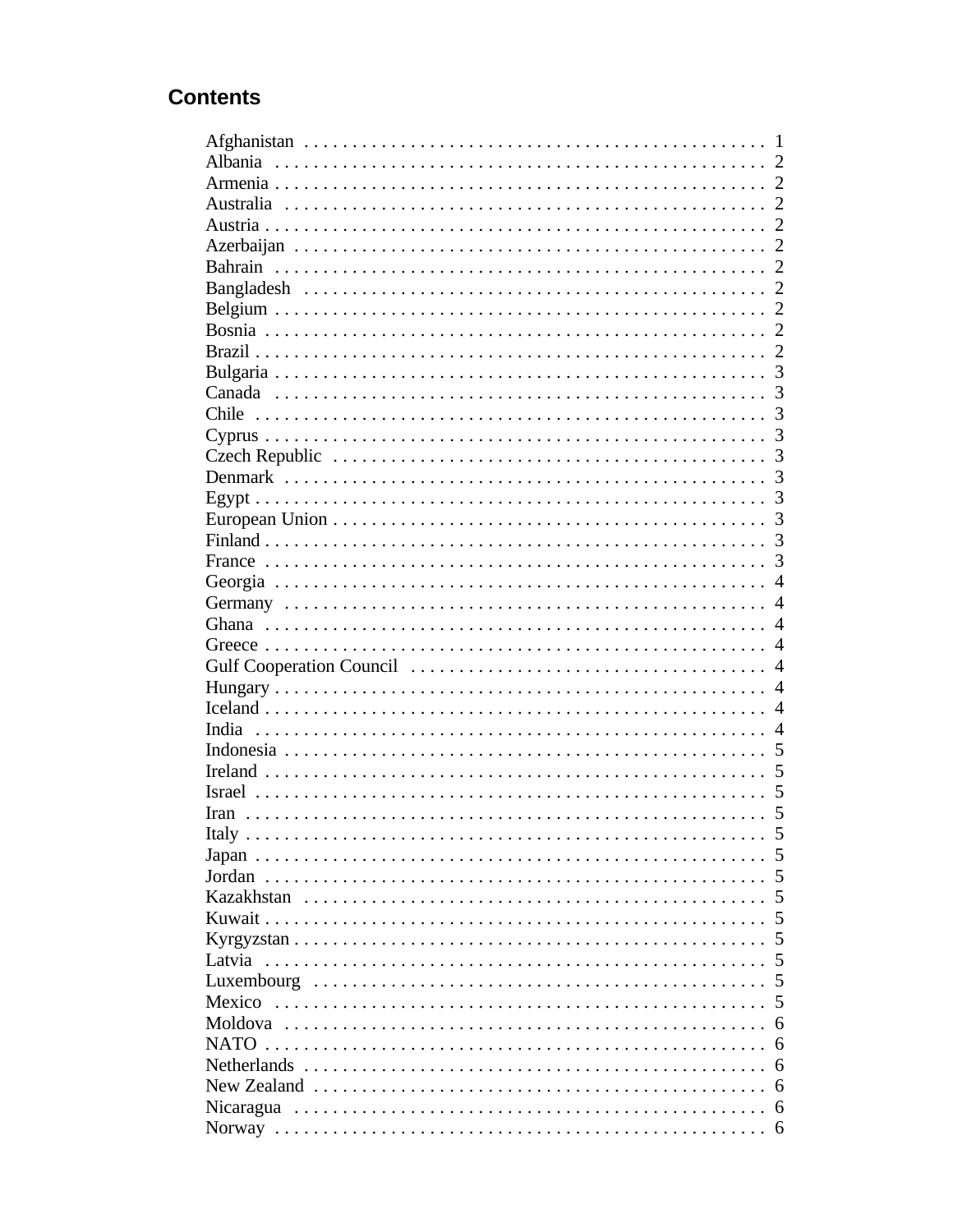## Contents

Afghanistan . . . . . . . . . . . . . . . . . . . . . . . . . . . . . . . . . . . . . . . . . . . . . . . 1
Albania . . . . . . . . . . . . . . . . . . . . . . . . . . . . . . . . . . . . . . . . . . . . . . . . . . 2
Armenia . . . . . . . . . . . . . . . . . . . . . . . . . . . . . . . . . . . . . . . . . . . . . . . . . 2
Australia . . . . . . . . . . . . . . . . . . . . . . . . . . . . . . . . . . . . . . . . . . . . . . . . 2
Austria . . . . . . . . . . . . . . . . . . . . . . . . . . . . . . . . . . . . . . . . . . . . . . . . . . 2
Azerbaijan . . . . . . . . . . . . . . . . . . . . . . . . . . . . . . . . . . . . . . . . . . . . . . . 2
Bahrain . . . . . . . . . . . . . . . . . . . . . . . . . . . . . . . . . . . . . . . . . . . . . . . . . . 2
Bangladesh . . . . . . . . . . . . . . . . . . . . . . . . . . . . . . . . . . . . . . . . . . . . . . . 2
Belgium . . . . . . . . . . . . . . . . . . . . . . . . . . . . . . . . . . . . . . . . . . . . . . . . . 2
Bosnia . . . . . . . . . . . . . . . . . . . . . . . . . . . . . . . . . . . . . . . . . . . . . . . . . . . 2
Brazil . . . . . . . . . . . . . . . . . . . . . . . . . . . . . . . . . . . . . . . . . . . . . . . . . . . 2
Bulgaria . . . . . . . . . . . . . . . . . . . . . . . . . . . . . . . . . . . . . . . . . . . . . . . . . . 3
Canada . . . . . . . . . . . . . . . . . . . . . . . . . . . . . . . . . . . . . . . . . . . . . . . . . . 3
Chile . . . . . . . . . . . . . . . . . . . . . . . . . . . . . . . . . . . . . . . . . . . . . . . . . . . . 3
Cyprus . . . . . . . . . . . . . . . . . . . . . . . . . . . . . . . . . . . . . . . . . . . . . . . . . . . 3
Czech Republic . . . . . . . . . . . . . . . . . . . . . . . . . . . . . . . . . . . . . . . . . . . . . 3
Denmark . . . . . . . . . . . . . . . . . . . . . . . . . . . . . . . . . . . . . . . . . . . . . . . . . 3
Egypt . . . . . . . . . . . . . . . . . . . . . . . . . . . . . . . . . . . . . . . . . . . . . . . . . . . . 3
European Union . . . . . . . . . . . . . . . . . . . . . . . . . . . . . . . . . . . . . . . . . . . . 3
Finland . . . . . . . . . . . . . . . . . . . . . . . . . . . . . . . . . . . . . . . . . . . . . . . . . . . 3
France . . . . . . . . . . . . . . . . . . . . . . . . . . . . . . . . . . . . . . . . . . . . . . . . . . . 3
Georgia . . . . . . . . . . . . . . . . . . . . . . . . . . . . . . . . . . . . . . . . . . . . . . . . . . 4
Germany . . . . . . . . . . . . . . . . . . . . . . . . . . . . . . . . . . . . . . . . . . . . . . . . . 4
Ghana . . . . . . . . . . . . . . . . . . . . . . . . . . . . . . . . . . . . . . . . . . . . . . . . . . . 4
Greece . . . . . . . . . . . . . . . . . . . . . . . . . . . . . . . . . . . . . . . . . . . . . . . . . . . 4
Gulf Cooperation Council . . . . . . . . . . . . . . . . . . . . . . . . . . . . . . . . . . . . . 4
Hungary . . . . . . . . . . . . . . . . . . . . . . . . . . . . . . . . . . . . . . . . . . . . . . . . . . 4
Iceland . . . . . . . . . . . . . . . . . . . . . . . . . . . . . . . . . . . . . . . . . . . . . . . . . . . 4
India . . . . . . . . . . . . . . . . . . . . . . . . . . . . . . . . . . . . . . . . . . . . . . . . . . . . 4
Indonesia . . . . . . . . . . . . . . . . . . . . . . . . . . . . . . . . . . . . . . . . . . . . . . . . . 5
Ireland . . . . . . . . . . . . . . . . . . . . . . . . . . . . . . . . . . . . . . . . . . . . . . . . . . . 5
Israel . . . . . . . . . . . . . . . . . . . . . . . . . . . . . . . . . . . . . . . . . . . . . . . . . . . . 5
Iran . . . . . . . . . . . . . . . . . . . . . . . . . . . . . . . . . . . . . . . . . . . . . . . . . . . . . 5
Italy . . . . . . . . . . . . . . . . . . . . . . . . . . . . . . . . . . . . . . . . . . . . . . . . . . . . . 5
Japan . . . . . . . . . . . . . . . . . . . . . . . . . . . . . . . . . . . . . . . . . . . . . . . . . . . . 5
Jordan . . . . . . . . . . . . . . . . . . . . . . . . . . . . . . . . . . . . . . . . . . . . . . . . . . . 5
Kazakhstan . . . . . . . . . . . . . . . . . . . . . . . . . . . . . . . . . . . . . . . . . . . . . . . . 5
Kuwait . . . . . . . . . . . . . . . . . . . . . . . . . . . . . . . . . . . . . . . . . . . . . . . . . . . 5
Kyrgyzstan . . . . . . . . . . . . . . . . . . . . . . . . . . . . . . . . . . . . . . . . . . . . . . . . 5
Latvia . . . . . . . . . . . . . . . . . . . . . . . . . . . . . . . . . . . . . . . . . . . . . . . . . . . . 5
Luxembourg . . . . . . . . . . . . . . . . . . . . . . . . . . . . . . . . . . . . . . . . . . . . . . . 5
Mexico . . . . . . . . . . . . . . . . . . . . . . . . . . . . . . . . . . . . . . . . . . . . . . . . . . . 5
Moldova . . . . . . . . . . . . . . . . . . . . . . . . . . . . . . . . . . . . . . . . . . . . . . . . . . 6
NATO . . . . . . . . . . . . . . . . . . . . . . . . . . . . . . . . . . . . . . . . . . . . . . . . . . . . 6
Netherlands . . . . . . . . . . . . . . . . . . . . . . . . . . . . . . . . . . . . . . . . . . . . . . . 6
New Zealand . . . . . . . . . . . . . . . . . . . . . . . . . . . . . . . . . . . . . . . . . . . . . . 6
Nicaragua . . . . . . . . . . . . . . . . . . . . . . . . . . . . . . . . . . . . . . . . . . . . . . . . 6
Norway . . . . . . . . . . . . . . . . . . . . . . . . . . . . . . . . . . . . . . . . . . . . . . . . . . 6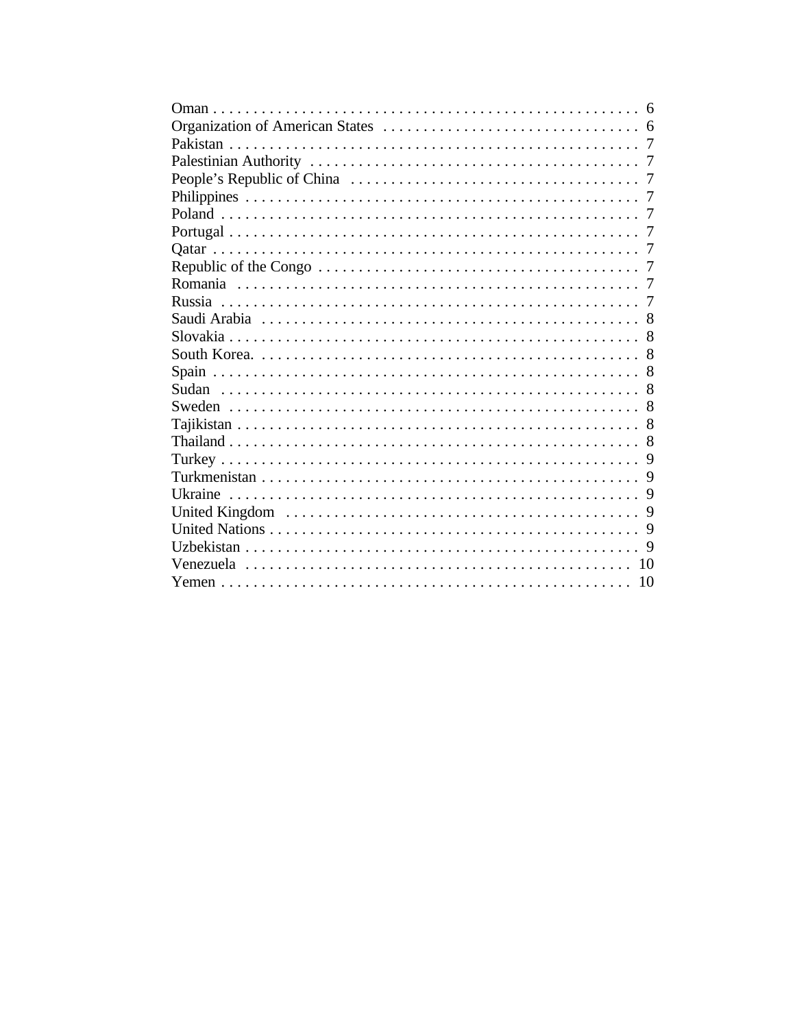Oman . . . . . . . . . . . . . . . . . . . . . . . . . . . . . . . . . . . . . . . . . . . . . . . . . . . . 6
Organization of American States . . . . . . . . . . . . . . . . . . . . . . . . . . . . . . . . 6
Pakistan . . . . . . . . . . . . . . . . . . . . . . . . . . . . . . . . . . . . . . . . . . . . . . . . . . . 7
Palestinian Authority . . . . . . . . . . . . . . . . . . . . . . . . . . . . . . . . . . . . . . . . . 7
People's Republic of China . . . . . . . . . . . . . . . . . . . . . . . . . . . . . . . . . . . . 7
Philippines . . . . . . . . . . . . . . . . . . . . . . . . . . . . . . . . . . . . . . . . . . . . . . . . . 7
Poland . . . . . . . . . . . . . . . . . . . . . . . . . . . . . . . . . . . . . . . . . . . . . . . . . . . . 7
Portugal . . . . . . . . . . . . . . . . . . . . . . . . . . . . . . . . . . . . . . . . . . . . . . . . . . . 7
Qatar . . . . . . . . . . . . . . . . . . . . . . . . . . . . . . . . . . . . . . . . . . . . . . . . . . . . . 7
Republic of the Congo . . . . . . . . . . . . . . . . . . . . . . . . . . . . . . . . . . . . . . . . 7
Romania . . . . . . . . . . . . . . . . . . . . . . . . . . . . . . . . . . . . . . . . . . . . . . . . . . . 7
Russia . . . . . . . . . . . . . . . . . . . . . . . . . . . . . . . . . . . . . . . . . . . . . . . . . . . . 7
Saudi Arabia . . . . . . . . . . . . . . . . . . . . . . . . . . . . . . . . . . . . . . . . . . . . . . . . 8
Slovakia . . . . . . . . . . . . . . . . . . . . . . . . . . . . . . . . . . . . . . . . . . . . . . . . . . . 8
South Korea. . . . . . . . . . . . . . . . . . . . . . . . . . . . . . . . . . . . . . . . . . . . . . . . 8
Spain . . . . . . . . . . . . . . . . . . . . . . . . . . . . . . . . . . . . . . . . . . . . . . . . . . . . . 8
Sudan . . . . . . . . . . . . . . . . . . . . . . . . . . . . . . . . . . . . . . . . . . . . . . . . . . . . 8
Sweden . . . . . . . . . . . . . . . . . . . . . . . . . . . . . . . . . . . . . . . . . . . . . . . . . . . 8
Tajikistan . . . . . . . . . . . . . . . . . . . . . . . . . . . . . . . . . . . . . . . . . . . . . . . . . . 8
Thailand . . . . . . . . . . . . . . . . . . . . . . . . . . . . . . . . . . . . . . . . . . . . . . . . . . . 8
Turkey . . . . . . . . . . . . . . . . . . . . . . . . . . . . . . . . . . . . . . . . . . . . . . . . . . . . 9
Turkmenistan . . . . . . . . . . . . . . . . . . . . . . . . . . . . . . . . . . . . . . . . . . . . . . . 9
Ukraine . . . . . . . . . . . . . . . . . . . . . . . . . . . . . . . . . . . . . . . . . . . . . . . . . . . 9
United Kingdom . . . . . . . . . . . . . . . . . . . . . . . . . . . . . . . . . . . . . . . . . . . . 9
United Nations . . . . . . . . . . . . . . . . . . . . . . . . . . . . . . . . . . . . . . . . . . . . . . 9
Uzbekistan . . . . . . . . . . . . . . . . . . . . . . . . . . . . . . . . . . . . . . . . . . . . . . . . . 9
Venezuela . . . . . . . . . . . . . . . . . . . . . . . . . . . . . . . . . . . . . . . . . . . . . . . . 10
Yemen . . . . . . . . . . . . . . . . . . . . . . . . . . . . . . . . . . . . . . . . . . . . . . . . . . . 10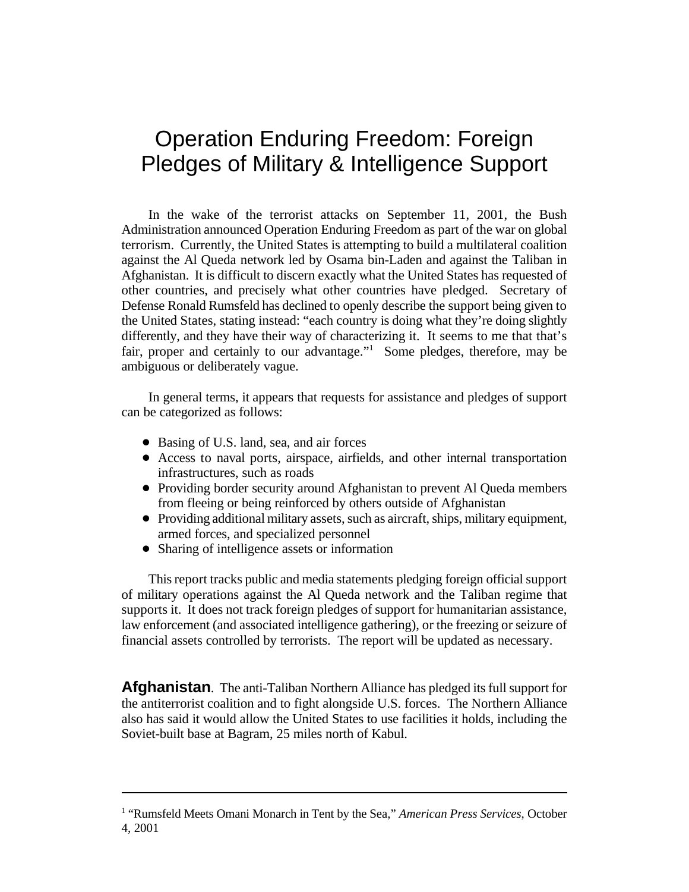# Operation Enduring Freedom: Foreign Pledges of Military & Intelligence Support

In the wake of the terrorist attacks on September 11, 2001, the Bush Administration announced Operation Enduring Freedom as part of the war on global terrorism. Currently, the United States is attempting to build a multilateral coalition against the Al Queda network led by Osama bin-Laden and against the Taliban in Afghanistan. It is difficult to discern exactly what the United States has requested of other countries, and precisely what other countries have pledged. Secretary of Defense Ronald Rumsfeld has declined to openly describe the support being given to the United States, stating instead: "each country is doing what they're doing slightly differently, and they have their way of characterizing it. It seems to me that that's fair, proper and certainly to our advantage."[1] Some pledges, therefore, may be ambiguous or deliberately vague.

In general terms, it appears that requests for assistance and pledges of support can be categorized as follows:

- Basing of U.S. land, sea, and air forces
- Access to naval ports, airspace, airfields, and other internal transportation infrastructures, such as roads
- Providing border security around Afghanistan to prevent Al Queda members from fleeing or being reinforced by others outside of Afghanistan
- Providing additional military assets, such as aircraft, ships, military equipment, armed forces, and specialized personnel
- Sharing of intelligence assets or information

This report tracks public and media statements pledging foreign official support of military operations against the Al Queda network and the Taliban regime that supports it. It does not track foreign pledges of support for humanitarian assistance, law enforcement (and associated intelligence gathering), or the freezing or seizure of financial assets controlled by terrorists. The report will be updated as necessary.

**Afghanistan**. The anti-Taliban Northern Alliance has pledged its full support for the antiterrorist coalition and to fight alongside U.S. forces. The Northern Alliance also has said it would allow the United States to use facilities it holds, including the Soviet-built base at Bagram, 25 miles north of Kabul.

---

[1] "Rumsfeld Meets Omani Monarch in Tent by the Sea," *American Press Services*, October 4, 2001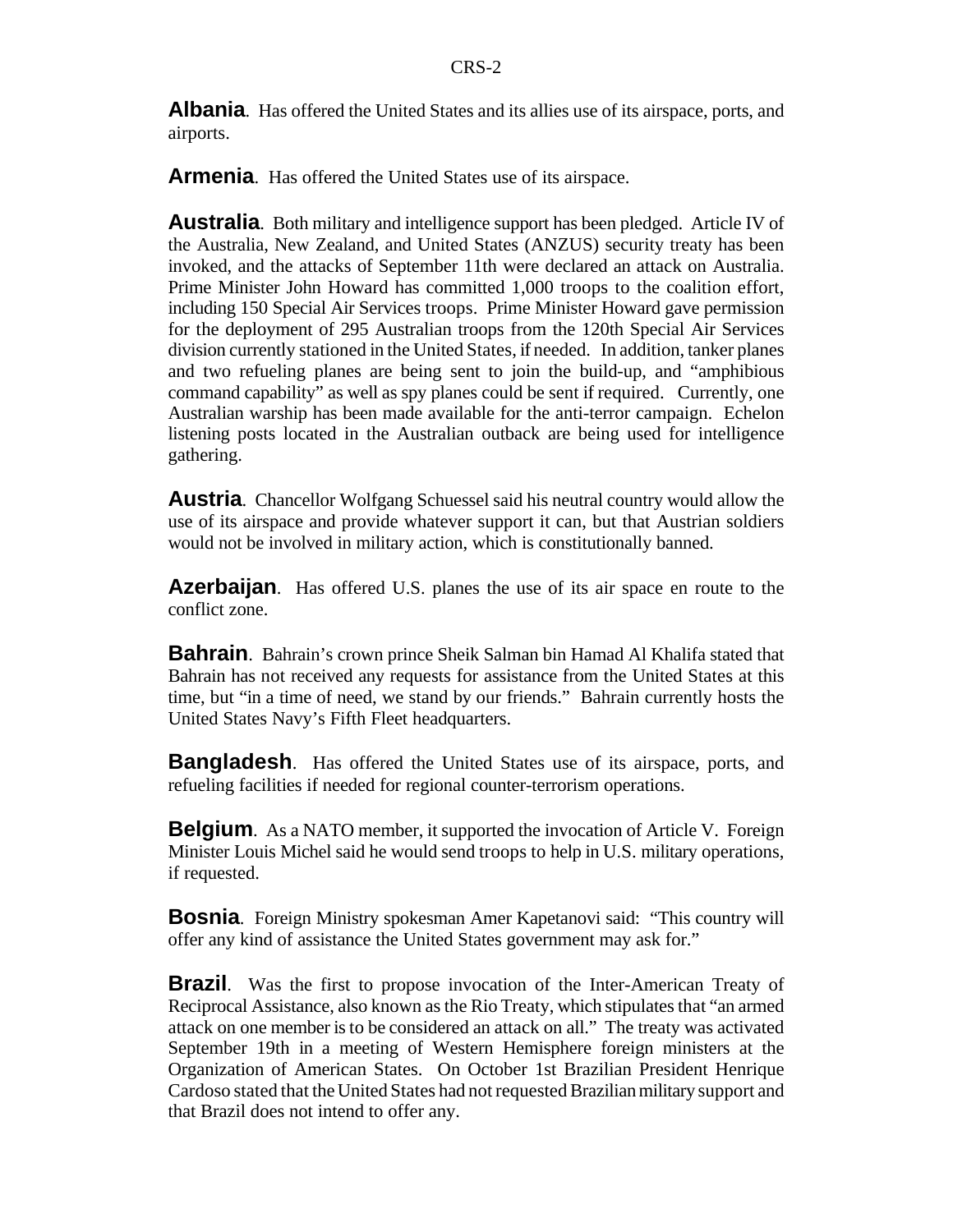**Albania**. Has offered the United States and its allies use of its airspace, ports, and airports.

**Armenia**. Has offered the United States use of its airspace.

**Australia**. Both military and intelligence support has been pledged. Article IV of the Australia, New Zealand, and United States (ANZUS) security treaty has been invoked, and the attacks of September 11th were declared an attack on Australia. Prime Minister John Howard has committed 1,000 troops to the coalition effort, including 150 Special Air Services troops. Prime Minister Howard gave permission for the deployment of 295 Australian troops from the 120th Special Air Services division currently stationed in the United States, if needed. In addition, tanker planes and two refueling planes are being sent to join the build-up, and "amphibious command capability" as well as spy planes could be sent if required. Currently, one Australian warship has been made available for the anti-terror campaign. Echelon listening posts located in the Australian outback are being used for intelligence gathering.

**Austria**. Chancellor Wolfgang Schuessel said his neutral country would allow the use of its airspace and provide whatever support it can, but that Austrian soldiers would not be involved in military action, which is constitutionally banned.

**Azerbaijan**. Has offered U.S. planes the use of its air space en route to the conflict zone.

**Bahrain**. Bahrain's crown prince Sheik Salman bin Hamad Al Khalifa stated that Bahrain has not received any requests for assistance from the United States at this time, but "in a time of need, we stand by our friends." Bahrain currently hosts the United States Navy's Fifth Fleet headquarters.

**Bangladesh**. Has offered the United States use of its airspace, ports, and refueling facilities if needed for regional counter-terrorism operations.

**Belgium**. As a NATO member, it supported the invocation of Article V. Foreign Minister Louis Michel said he would send troops to help in U.S. military operations, if requested.

**Bosnia**. Foreign Ministry spokesman Amer Kapetanovi said: "This country will offer any kind of assistance the United States government may ask for."

**Brazil**. Was the first to propose invocation of the Inter-American Treaty of Reciprocal Assistance, also known as the Rio Treaty, which stipulates that "an armed attack on one member is to be considered an attack on all." The treaty was activated September 19th in a meeting of Western Hemisphere foreign ministers at the Organization of American States. On October 1st Brazilian President Henrique Cardoso stated that the United States had not requested Brazilian military support and that Brazil does not intend to offer any.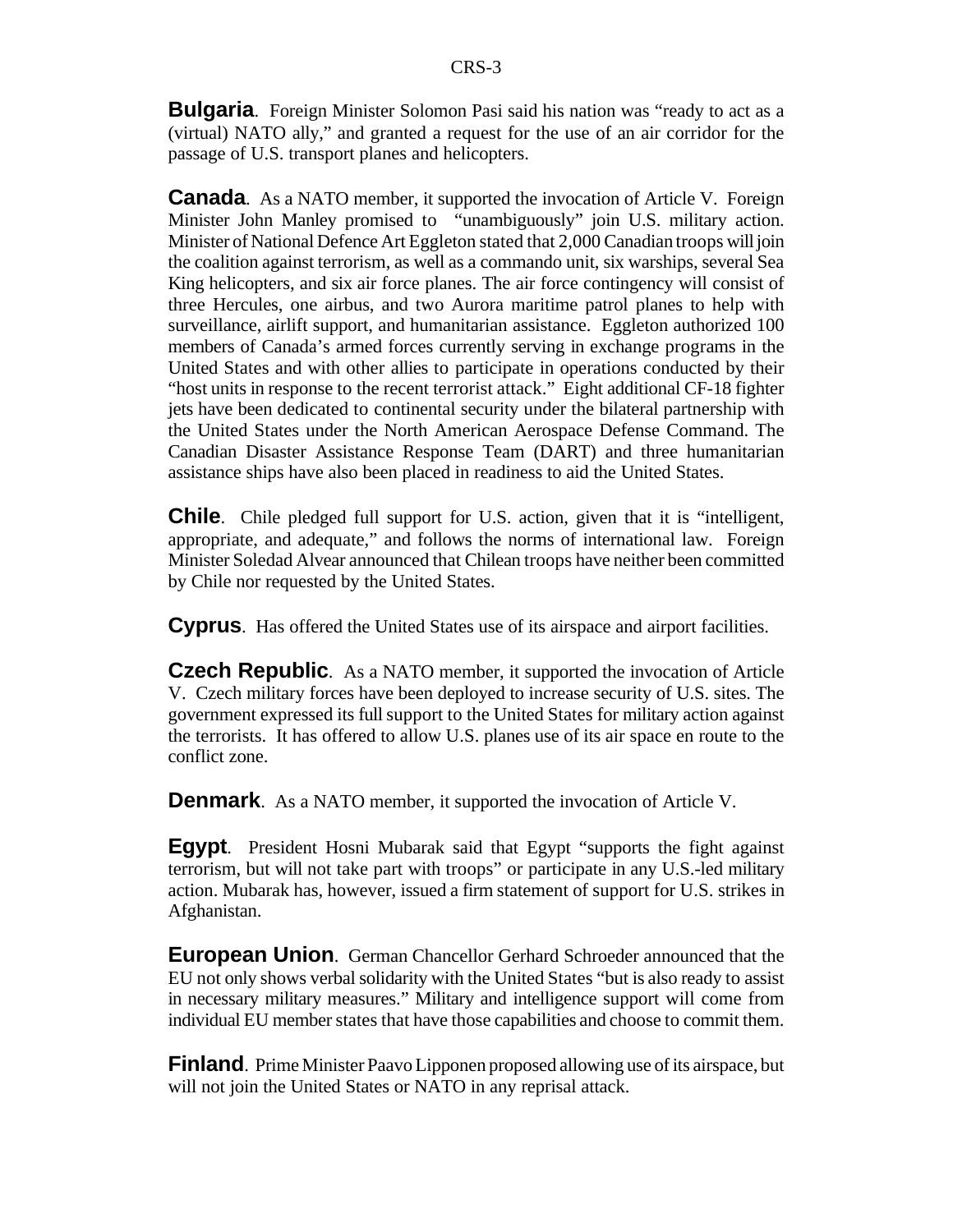**Bulgaria**. Foreign Minister Solomon Pasi said his nation was "ready to act as a (virtual) NATO ally," and granted a request for the use of an air corridor for the passage of U.S. transport planes and helicopters.

**Canada**. As a NATO member, it supported the invocation of Article V. Foreign Minister John Manley promised to "unambiguously" join U.S. military action. Minister of National Defence Art Eggleton stated that 2,000 Canadian troops will join the coalition against terrorism, as well as a commando unit, six warships, several Sea King helicopters, and six air force planes. The air force contingency will consist of three Hercules, one airbus, and two Aurora maritime patrol planes to help with surveillance, airlift support, and humanitarian assistance. Eggleton authorized 100 members of Canada's armed forces currently serving in exchange programs in the United States and with other allies to participate in operations conducted by their "host units in response to the recent terrorist attack." Eight additional CF-18 fighter jets have been dedicated to continental security under the bilateral partnership with the United States under the North American Aerospace Defense Command. The Canadian Disaster Assistance Response Team (DART) and three humanitarian assistance ships have also been placed in readiness to aid the United States.

**Chile**. Chile pledged full support for U.S. action, given that it is "intelligent, appropriate, and adequate," and follows the norms of international law. Foreign Minister Soledad Alvear announced that Chilean troops have neither been committed by Chile nor requested by the United States.

**Cyprus**. Has offered the United States use of its airspace and airport facilities.

**Czech Republic**. As a NATO member, it supported the invocation of Article V. Czech military forces have been deployed to increase security of U.S. sites. The government expressed its full support to the United States for military action against the terrorists. It has offered to allow U.S. planes use of its air space en route to the conflict zone.

**Denmark**. As a NATO member, it supported the invocation of Article V.

**Egypt**. President Hosni Mubarak said that Egypt "supports the fight against terrorism, but will not take part with troops" or participate in any U.S.-led military action. Mubarak has, however, issued a firm statement of support for U.S. strikes in Afghanistan.

**European Union**. German Chancellor Gerhard Schroeder announced that the EU not only shows verbal solidarity with the United States "but is also ready to assist in necessary military measures." Military and intelligence support will come from individual EU member states that have those capabilities and choose to commit them.

**Finland**. Prime Minister Paavo Lipponen proposed allowing use of its airspace, but will not join the United States or NATO in any reprisal attack.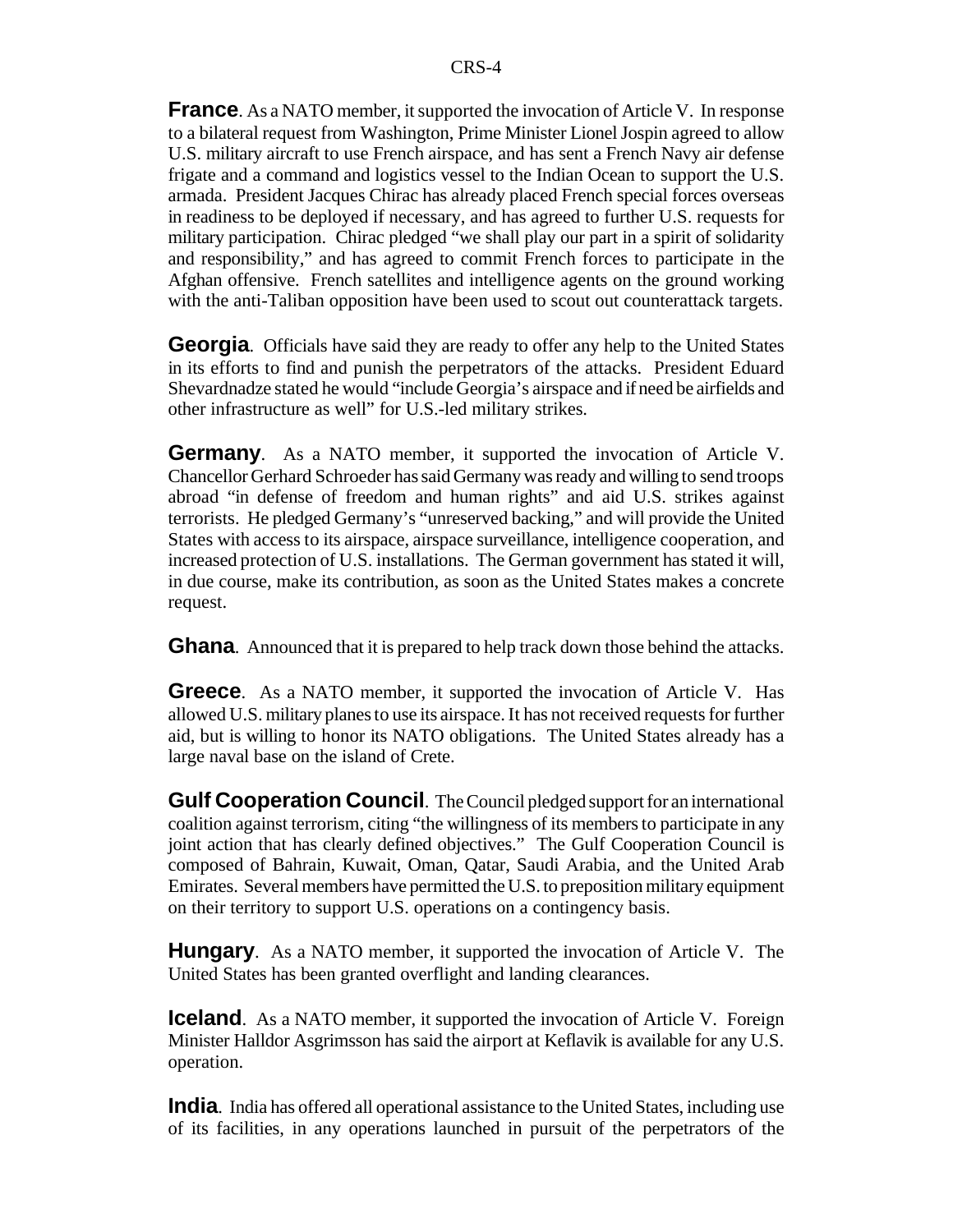**France**. As a NATO member, it supported the invocation of Article V. In response to a bilateral request from Washington, Prime Minister Lionel Jospin agreed to allow U.S. military aircraft to use French airspace, and has sent a French Navy air defense frigate and a command and logistics vessel to the Indian Ocean to support the U.S. armada. President Jacques Chirac has already placed French special forces overseas in readiness to be deployed if necessary, and has agreed to further U.S. requests for military participation. Chirac pledged "we shall play our part in a spirit of solidarity and responsibility," and has agreed to commit French forces to participate in the Afghan offensive. French satellites and intelligence agents on the ground working with the anti-Taliban opposition have been used to scout out counterattack targets.

**Georgia**. Officials have said they are ready to offer any help to the United States in its efforts to find and punish the perpetrators of the attacks. President Eduard Shevardnadze stated he would "include Georgia's airspace and if need be airfields and other infrastructure as well" for U.S.-led military strikes.

**Germany**. As a NATO member, it supported the invocation of Article V. Chancellor Gerhard Schroeder has said Germany was ready and willing to send troops abroad "in defense of freedom and human rights" and aid U.S. strikes against terrorists. He pledged Germany's "unreserved backing," and will provide the United States with access to its airspace, airspace surveillance, intelligence cooperation, and increased protection of U.S. installations. The German government has stated it will, in due course, make its contribution, as soon as the United States makes a concrete request.

**Ghana**. Announced that it is prepared to help track down those behind the attacks.

**Greece**. As a NATO member, it supported the invocation of Article V. Has allowed U.S. military planes to use its airspace. It has not received requests for further aid, but is willing to honor its NATO obligations. The United States already has a large naval base on the island of Crete.

**Gulf Cooperation Council**. The Council pledged support for an international coalition against terrorism, citing "the willingness of its members to participate in any joint action that has clearly defined objectives." The Gulf Cooperation Council is composed of Bahrain, Kuwait, Oman, Qatar, Saudi Arabia, and the United Arab Emirates. Several members have permitted the U.S. to preposition military equipment on their territory to support U.S. operations on a contingency basis.

**Hungary**. As a NATO member, it supported the invocation of Article V. The United States has been granted overflight and landing clearances.

**Iceland**. As a NATO member, it supported the invocation of Article V. Foreign Minister Halldor Asgrimsson has said the airport at Keflavik is available for any U.S. operation.

**India**. India has offered all operational assistance to the United States, including use of its facilities, in any operations launched in pursuit of the perpetrators of the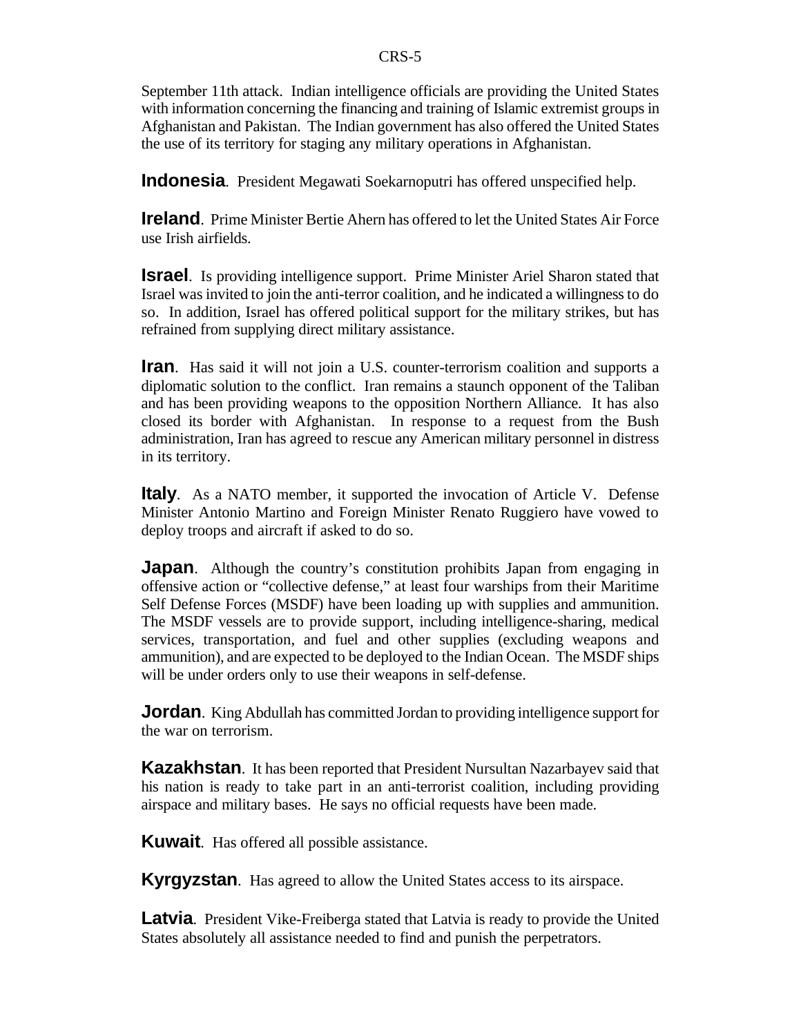September 11th attack. Indian intelligence officials are providing the United States with information concerning the financing and training of Islamic extremist groups in Afghanistan and Pakistan. The Indian government has also offered the United States the use of its territory for staging any military operations in Afghanistan.

**Indonesia**. President Megawati Soekarnoputri has offered unspecified help.

**Ireland**. Prime Minister Bertie Ahern has offered to let the United States Air Force use Irish airfields.

**Israel**. Is providing intelligence support. Prime Minister Ariel Sharon stated that Israel was invited to join the anti-terror coalition, and he indicated a willingness to do so. In addition, Israel has offered political support for the military strikes, but has refrained from supplying direct military assistance.

**Iran**. Has said it will not join a U.S. counter-terrorism coalition and supports a diplomatic solution to the conflict. Iran remains a staunch opponent of the Taliban and has been providing weapons to the opposition Northern Alliance. It has also closed its border with Afghanistan. In response to a request from the Bush administration, Iran has agreed to rescue any American military personnel in distress in its territory.

**Italy**. As a NATO member, it supported the invocation of Article V. Defense Minister Antonio Martino and Foreign Minister Renato Ruggiero have vowed to deploy troops and aircraft if asked to do so.

**Japan**. Although the country's constitution prohibits Japan from engaging in offensive action or "collective defense," at least four warships from their Maritime Self Defense Forces (MSDF) have been loading up with supplies and ammunition. The MSDF vessels are to provide support, including intelligence-sharing, medical services, transportation, and fuel and other supplies (excluding weapons and ammunition), and are expected to be deployed to the Indian Ocean. The MSDF ships will be under orders only to use their weapons in self-defense.

**Jordan**. King Abdullah has committed Jordan to providing intelligence support for the war on terrorism.

**Kazakhstan**. It has been reported that President Nursultan Nazarbayev said that his nation is ready to take part in an anti-terrorist coalition, including providing airspace and military bases. He says no official requests have been made.

**Kuwait**. Has offered all possible assistance.

**Kyrgyzstan**. Has agreed to allow the United States access to its airspace.

**Latvia**. President Vike-Freiberga stated that Latvia is ready to provide the United States absolutely all assistance needed to find and punish the perpetrators.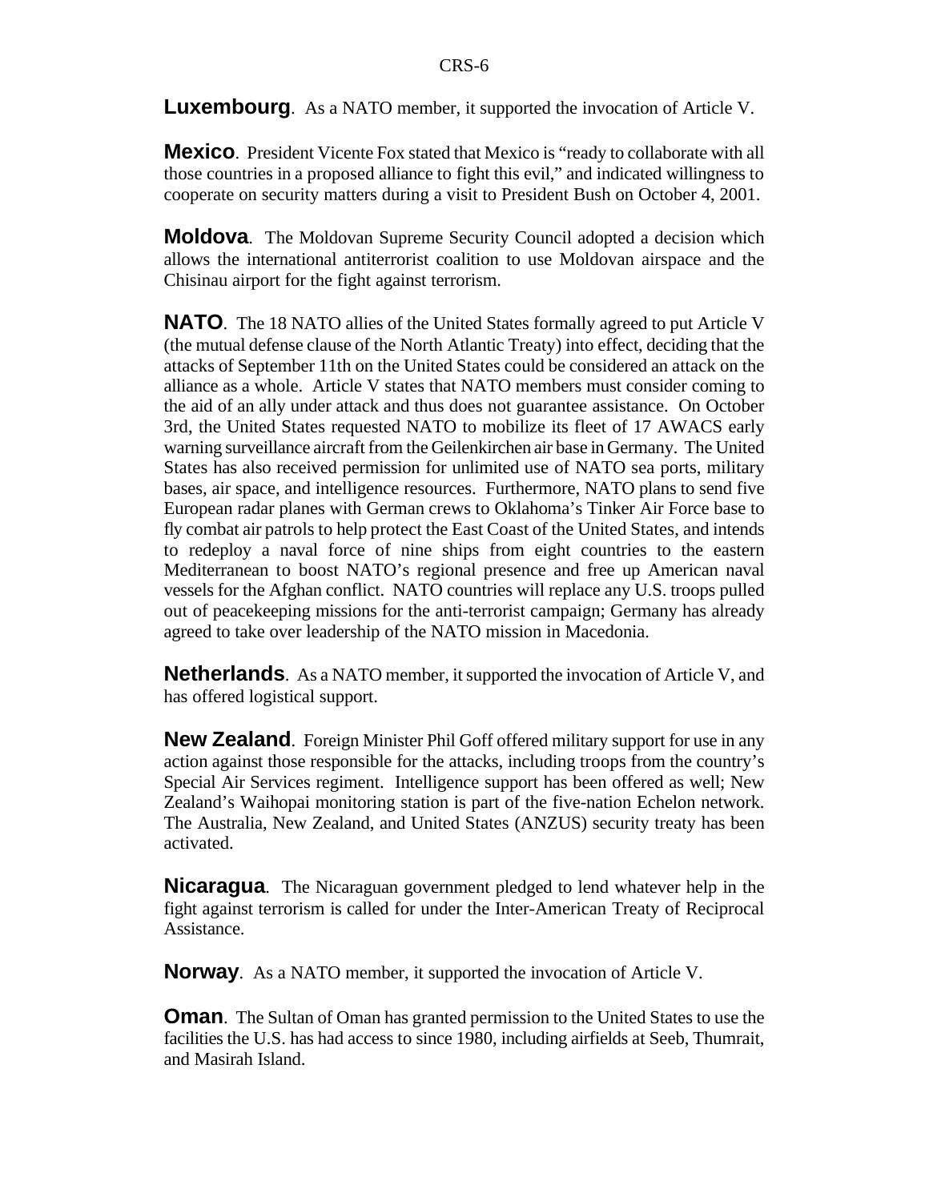**Luxembourg**. As a NATO member, it supported the invocation of Article V.

**Mexico**. President Vicente Fox stated that Mexico is "ready to collaborate with all those countries in a proposed alliance to fight this evil," and indicated willingness to cooperate on security matters during a visit to President Bush on October 4, 2001.

**Moldova**. The Moldovan Supreme Security Council adopted a decision which allows the international antiterrorist coalition to use Moldovan airspace and the Chisinau airport for the fight against terrorism.

**NATO**. The 18 NATO allies of the United States formally agreed to put Article V (the mutual defense clause of the North Atlantic Treaty) into effect, deciding that the attacks of September 11th on the United States could be considered an attack on the alliance as a whole. Article V states that NATO members must consider coming to the aid of an ally under attack and thus does not guarantee assistance. On October 3rd, the United States requested NATO to mobilize its fleet of 17 AWACS early warning surveillance aircraft from the Geilenkirchen air base in Germany. The United States has also received permission for unlimited use of NATO sea ports, military bases, air space, and intelligence resources. Furthermore, NATO plans to send five European radar planes with German crews to Oklahoma's Tinker Air Force base to fly combat air patrols to help protect the East Coast of the United States, and intends to redeploy a naval force of nine ships from eight countries to the eastern Mediterranean to boost NATO's regional presence and free up American naval vessels for the Afghan conflict. NATO countries will replace any U.S. troops pulled out of peacekeeping missions for the anti-terrorist campaign; Germany has already agreed to take over leadership of the NATO mission in Macedonia.

**Netherlands**. As a NATO member, it supported the invocation of Article V, and has offered logistical support.

**New Zealand**. Foreign Minister Phil Goff offered military support for use in any action against those responsible for the attacks, including troops from the country's Special Air Services regiment. Intelligence support has been offered as well; New Zealand's Waihopai monitoring station is part of the five-nation Echelon network. The Australia, New Zealand, and United States (ANZUS) security treaty has been activated.

**Nicaragua**. The Nicaraguan government pledged to lend whatever help in the fight against terrorism is called for under the Inter-American Treaty of Reciprocal Assistance.

**Norway**. As a NATO member, it supported the invocation of Article V.

**Oman**. The Sultan of Oman has granted permission to the United States to use the facilities the U.S. has had access to since 1980, including airfields at Seeb, Thumrait, and Masirah Island.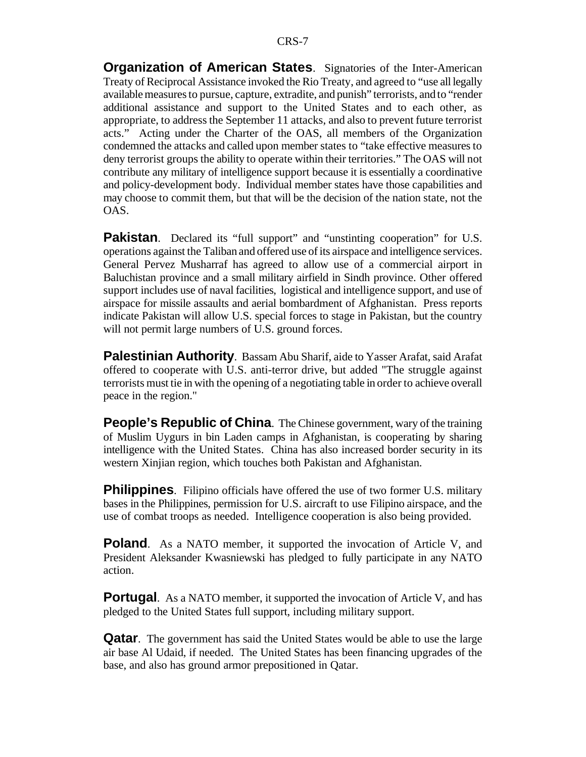**Organization of American States**. Signatories of the Inter-American Treaty of Reciprocal Assistance invoked the Rio Treaty, and agreed to "use all legally available measures to pursue, capture, extradite, and punish" terrorists, and to "render additional assistance and support to the United States and to each other, as appropriate, to address the September 11 attacks, and also to prevent future terrorist acts." Acting under the Charter of the OAS, all members of the Organization condemned the attacks and called upon member states to "take effective measures to deny terrorist groups the ability to operate within their territories." The OAS will not contribute any military of intelligence support because it is essentially a coordinative and policy-development body. Individual member states have those capabilities and may choose to commit them, but that will be the decision of the nation state, not the OAS.

**Pakistan**. Declared its "full support" and "unstinting cooperation" for U.S. operations against the Taliban and offered use of its airspace and intelligence services. General Pervez Musharraf has agreed to allow use of a commercial airport in Baluchistan province and a small military airfield in Sindh province. Other offered support includes use of naval facilities, logistical and intelligence support, and use of airspace for missile assaults and aerial bombardment of Afghanistan. Press reports indicate Pakistan will allow U.S. special forces to stage in Pakistan, but the country will not permit large numbers of U.S. ground forces.

**Palestinian Authority**. Bassam Abu Sharif, aide to Yasser Arafat, said Arafat offered to cooperate with U.S. anti-terror drive, but added "The struggle against terrorists must tie in with the opening of a negotiating table in order to achieve overall peace in the region."

**People's Republic of China**. The Chinese government, wary of the training of Muslim Uygurs in bin Laden camps in Afghanistan, is cooperating by sharing intelligence with the United States. China has also increased border security in its western Xinjian region, which touches both Pakistan and Afghanistan.

**Philippines**. Filipino officials have offered the use of two former U.S. military bases in the Philippines, permission for U.S. aircraft to use Filipino airspace, and the use of combat troops as needed. Intelligence cooperation is also being provided.

**Poland**. As a NATO member, it supported the invocation of Article V, and President Aleksander Kwasniewski has pledged to fully participate in any NATO action.

**Portugal**. As a NATO member, it supported the invocation of Article V, and has pledged to the United States full support, including military support.

**Qatar**. The government has said the United States would be able to use the large air base Al Udaid, if needed. The United States has been financing upgrades of the base, and also has ground armor prepositioned in Qatar.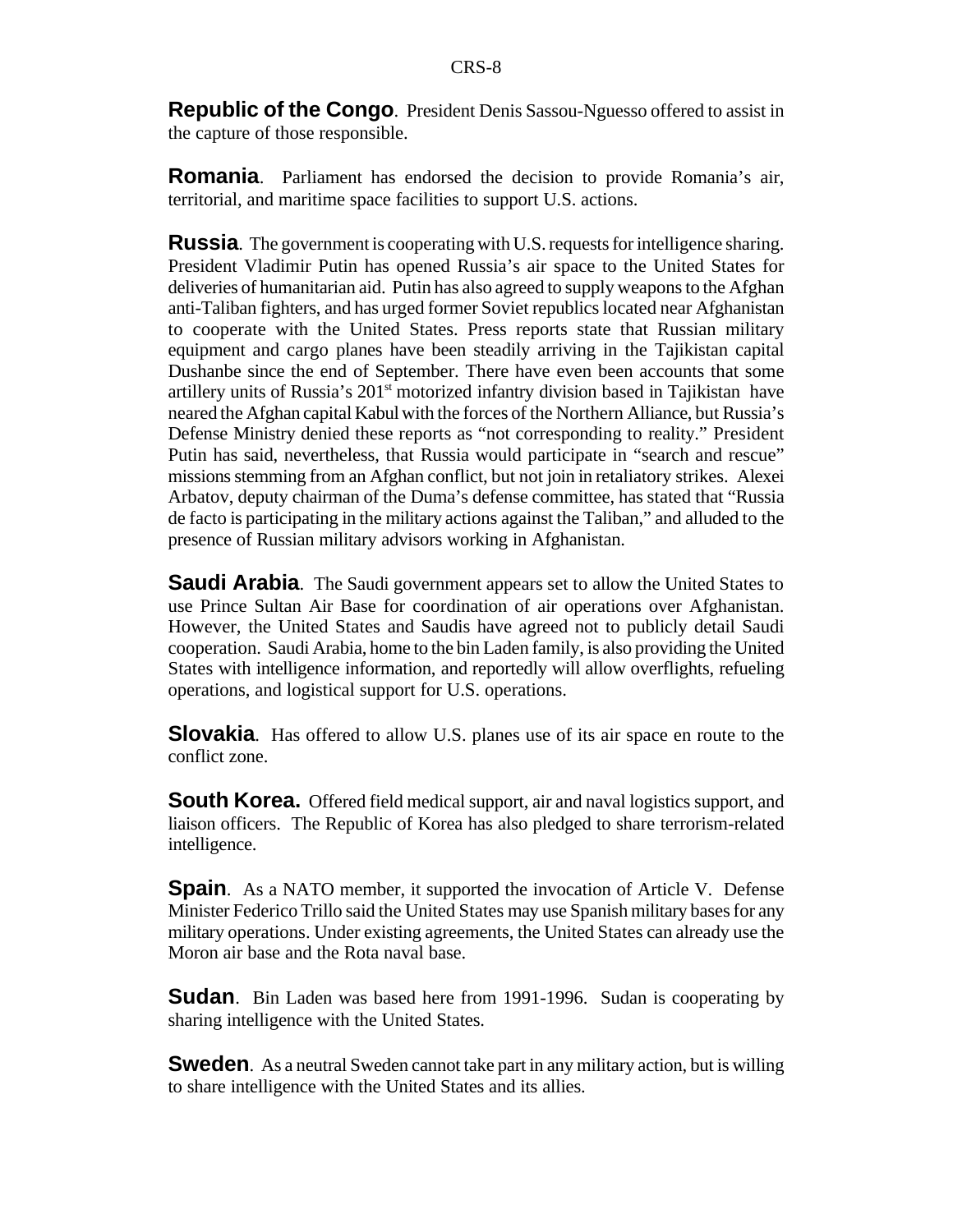**Republic of the Congo**. President Denis Sassou-Nguesso offered to assist in the capture of those responsible.

**Romania**. Parliament has endorsed the decision to provide Romania's air, territorial, and maritime space facilities to support U.S. actions.

**Russia**. The government is cooperating with U.S. requests for intelligence sharing. President Vladimir Putin has opened Russia's air space to the United States for deliveries of humanitarian aid. Putin has also agreed to supply weapons to the Afghan anti-Taliban fighters, and has urged former Soviet republics located near Afghanistan to cooperate with the United States. Press reports state that Russian military equipment and cargo planes have been steadily arriving in the Tajikistan capital Dushanbe since the end of September. There have even been accounts that some artillery units of Russia's 201st motorized infantry division based in Tajikistan have neared the Afghan capital Kabul with the forces of the Northern Alliance, but Russia's Defense Ministry denied these reports as "not corresponding to reality." President Putin has said, nevertheless, that Russia would participate in "search and rescue" missions stemming from an Afghan conflict, but not join in retaliatory strikes. Alexei Arbatov, deputy chairman of the Duma's defense committee, has stated that "Russia de facto is participating in the military actions against the Taliban," and alluded to the presence of Russian military advisors working in Afghanistan.

**Saudi Arabia**. The Saudi government appears set to allow the United States to use Prince Sultan Air Base for coordination of air operations over Afghanistan. However, the United States and Saudis have agreed not to publicly detail Saudi cooperation. Saudi Arabia, home to the bin Laden family, is also providing the United States with intelligence information, and reportedly will allow overflights, refueling operations, and logistical support for U.S. operations.

**Slovakia**. Has offered to allow U.S. planes use of its air space en route to the conflict zone.

**South Korea.** Offered field medical support, air and naval logistics support, and liaison officers. The Republic of Korea has also pledged to share terrorism-related intelligence.

**Spain**. As a NATO member, it supported the invocation of Article V. Defense Minister Federico Trillo said the United States may use Spanish military bases for any military operations. Under existing agreements, the United States can already use the Moron air base and the Rota naval base.

**Sudan**. Bin Laden was based here from 1991-1996. Sudan is cooperating by sharing intelligence with the United States.

**Sweden**. As a neutral Sweden cannot take part in any military action, but is willing to share intelligence with the United States and its allies.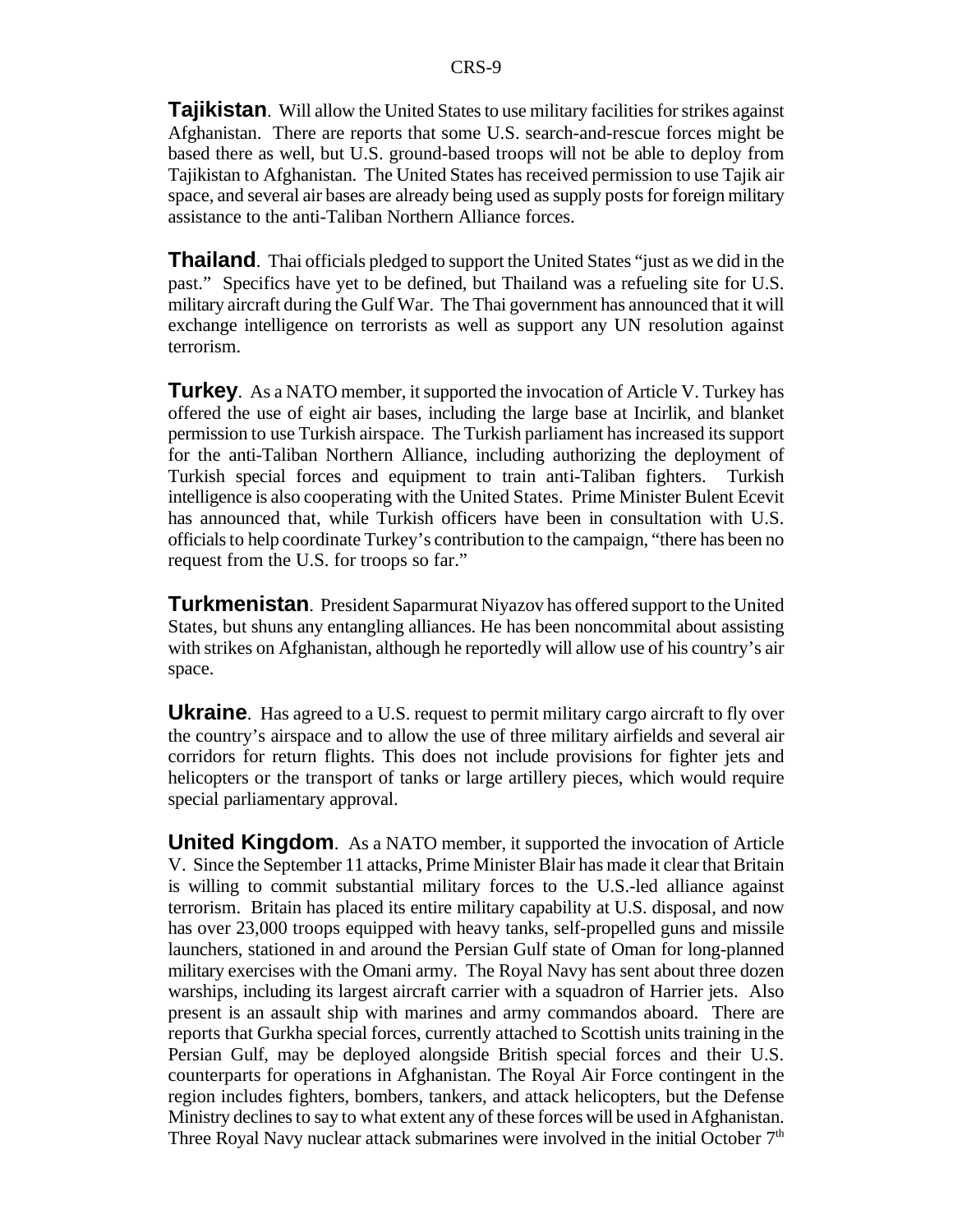**Tajikistan**. Will allow the United States to use military facilities for strikes against Afghanistan. There are reports that some U.S. search-and-rescue forces might be based there as well, but U.S. ground-based troops will not be able to deploy from Tajikistan to Afghanistan. The United States has received permission to use Tajik air space, and several air bases are already being used as supply posts for foreign military assistance to the anti-Taliban Northern Alliance forces.

**Thailand**. Thai officials pledged to support the United States "just as we did in the past." Specifics have yet to be defined, but Thailand was a refueling site for U.S. military aircraft during the Gulf War. The Thai government has announced that it will exchange intelligence on terrorists as well as support any UN resolution against terrorism.

**Turkey**. As a NATO member, it supported the invocation of Article V. Turkey has offered the use of eight air bases, including the large base at Incirlik, and blanket permission to use Turkish airspace. The Turkish parliament has increased its support for the anti-Taliban Northern Alliance, including authorizing the deployment of Turkish special forces and equipment to train anti-Taliban fighters. Turkish intelligence is also cooperating with the United States. Prime Minister Bulent Ecevit has announced that, while Turkish officers have been in consultation with U.S. officials to help coordinate Turkey's contribution to the campaign, "there has been no request from the U.S. for troops so far."

**Turkmenistan**. President Saparmurat Niyazov has offered support to the United States, but shuns any entangling alliances. He has been noncommital about assisting with strikes on Afghanistan, although he reportedly will allow use of his country's air space.

**Ukraine**. Has agreed to a U.S. request to permit military cargo aircraft to fly over the country's airspace and to allow the use of three military airfields and several air corridors for return flights. This does not include provisions for fighter jets and helicopters or the transport of tanks or large artillery pieces, which would require special parliamentary approval.

**United Kingdom**. As a NATO member, it supported the invocation of Article V. Since the September 11 attacks, Prime Minister Blair has made it clear that Britain is willing to commit substantial military forces to the U.S.-led alliance against terrorism. Britain has placed its entire military capability at U.S. disposal, and now has over 23,000 troops equipped with heavy tanks, self-propelled guns and missile launchers, stationed in and around the Persian Gulf state of Oman for long-planned military exercises with the Omani army. The Royal Navy has sent about three dozen warships, including its largest aircraft carrier with a squadron of Harrier jets. Also present is an assault ship with marines and army commandos aboard. There are reports that Gurkha special forces, currently attached to Scottish units training in the Persian Gulf, may be deployed alongside British special forces and their U.S. counterparts for operations in Afghanistan. The Royal Air Force contingent in the region includes fighters, bombers, tankers, and attack helicopters, but the Defense Ministry declines to say to what extent any of these forces will be used in Afghanistan. Three Royal Navy nuclear attack submarines were involved in the initial October 7th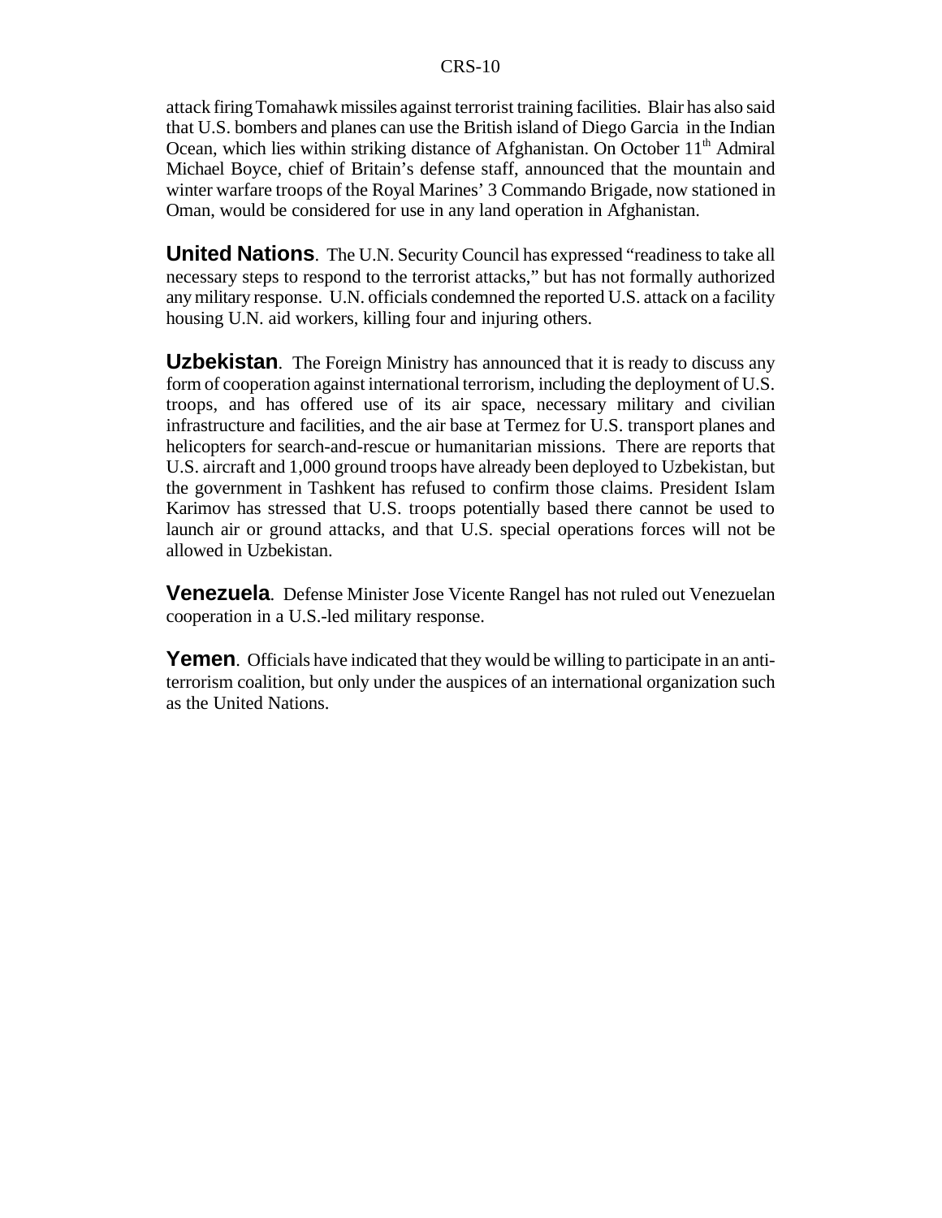attack firing Tomahawk missiles against terrorist training facilities. Blair has also said that U.S. bombers and planes can use the British island of Diego Garcia in the Indian Ocean, which lies within striking distance of Afghanistan. On October 11th Admiral Michael Boyce, chief of Britain's defense staff, announced that the mountain and winter warfare troops of the Royal Marines' 3 Commando Brigade, now stationed in Oman, would be considered for use in any land operation in Afghanistan.

**United Nations**. The U.N. Security Council has expressed "readiness to take all necessary steps to respond to the terrorist attacks," but has not formally authorized any military response. U.N. officials condemned the reported U.S. attack on a facility housing U.N. aid workers, killing four and injuring others.

**Uzbekistan**. The Foreign Ministry has announced that it is ready to discuss any form of cooperation against international terrorism, including the deployment of U.S. troops, and has offered use of its air space, necessary military and civilian infrastructure and facilities, and the air base at Termez for U.S. transport planes and helicopters for search-and-rescue or humanitarian missions. There are reports that U.S. aircraft and 1,000 ground troops have already been deployed to Uzbekistan, but the government in Tashkent has refused to confirm those claims. President Islam Karimov has stressed that U.S. troops potentially based there cannot be used to launch air or ground attacks, and that U.S. special operations forces will not be allowed in Uzbekistan.

**Venezuela**. Defense Minister Jose Vicente Rangel has not ruled out Venezuelan cooperation in a U.S.-led military response.

**Yemen**. Officials have indicated that they would be willing to participate in an anti-terrorism coalition, but only under the auspices of an international organization such as the United Nations.